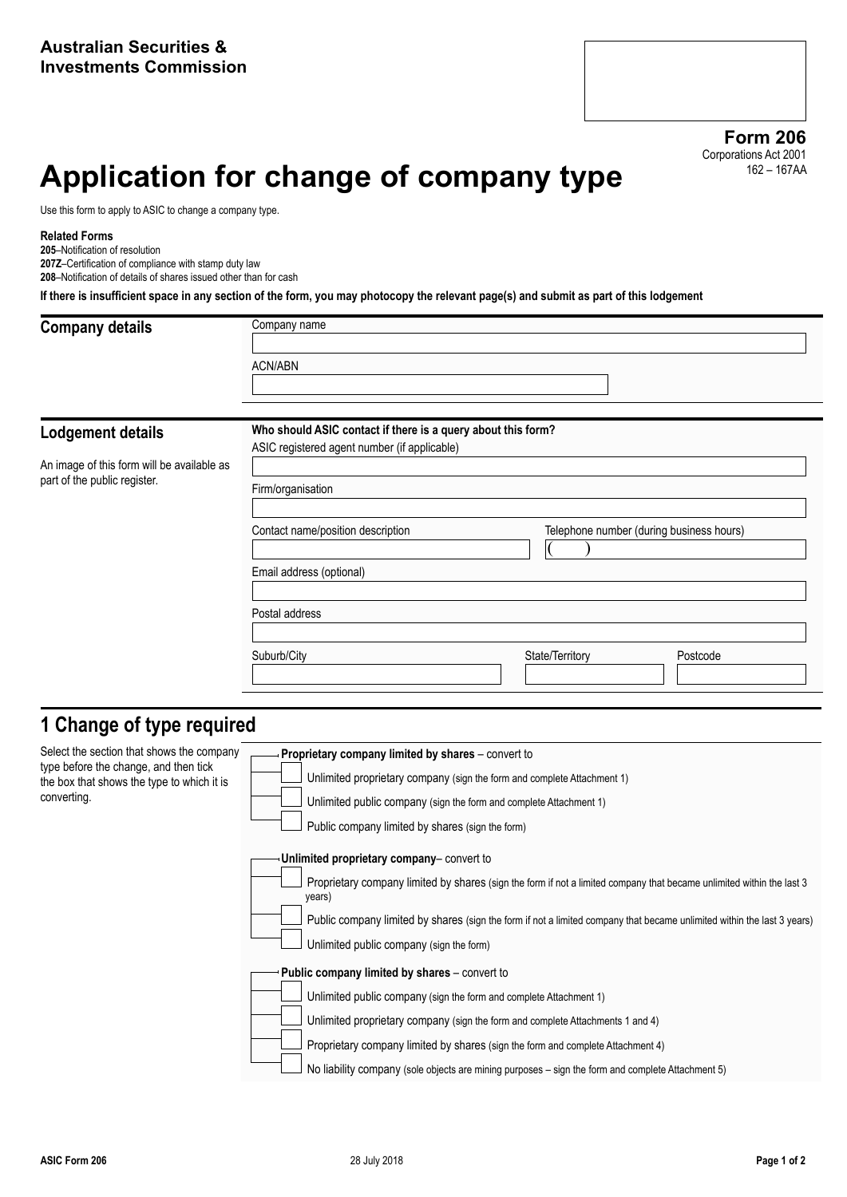**Australian Securities & Investments Commission**

**Form 206**
Corporations Act 2001
162 – 167AA

# Application for change of company type

Use this form to apply to ASIC to change a company type.

**Related Forms**
**205**–Notification of resolution
**207Z**–Certification of compliance with stamp duty law
**208**–Notification of details of shares issued other than for cash

**If there is insufficient space in any section of the form, you may photocopy the relevant page(s) and submit as part of this lodgement**

## Company details

Company name

ACN/ABN

## Lodgement details

An image of this form will be available as part of the public register.

**Who should ASIC contact if there is a query about this form?**

ASIC registered agent number (if applicable)

Firm/organisation

Contact name/position description

Telephone number (during business hours)
(    )

Email address (optional)

Postal address

Suburb/City

State/Territory

Postcode

## 1 Change of type required

Select the section that shows the company type before the change, and then tick the box that shows the type to which it is converting.

**Proprietary company limited by shares** – convert to

- [ ] Unlimited proprietary company (sign the form and complete Attachment 1)
- [ ] Unlimited public company (sign the form and complete Attachment 1)
- [ ] Public company limited by shares (sign the form)

**Unlimited proprietary company**– convert to

- [ ] Proprietary company limited by shares (sign the form if not a limited company that became unlimited within the last 3 years)
- [ ] Public company limited by shares (sign the form if not a limited company that became unlimited within the last 3 years)
- [ ] Unlimited public company (sign the form)

**Public company limited by shares** – convert to

- [ ] Unlimited public company (sign the form and complete Attachment 1)
- [ ] Unlimited proprietary company (sign the form and complete Attachments 1 and 4)
- [ ] Proprietary company limited by shares (sign the form and complete Attachment 4)
- [ ] No liability company (sole objects are mining purposes – sign the form and complete Attachment 5)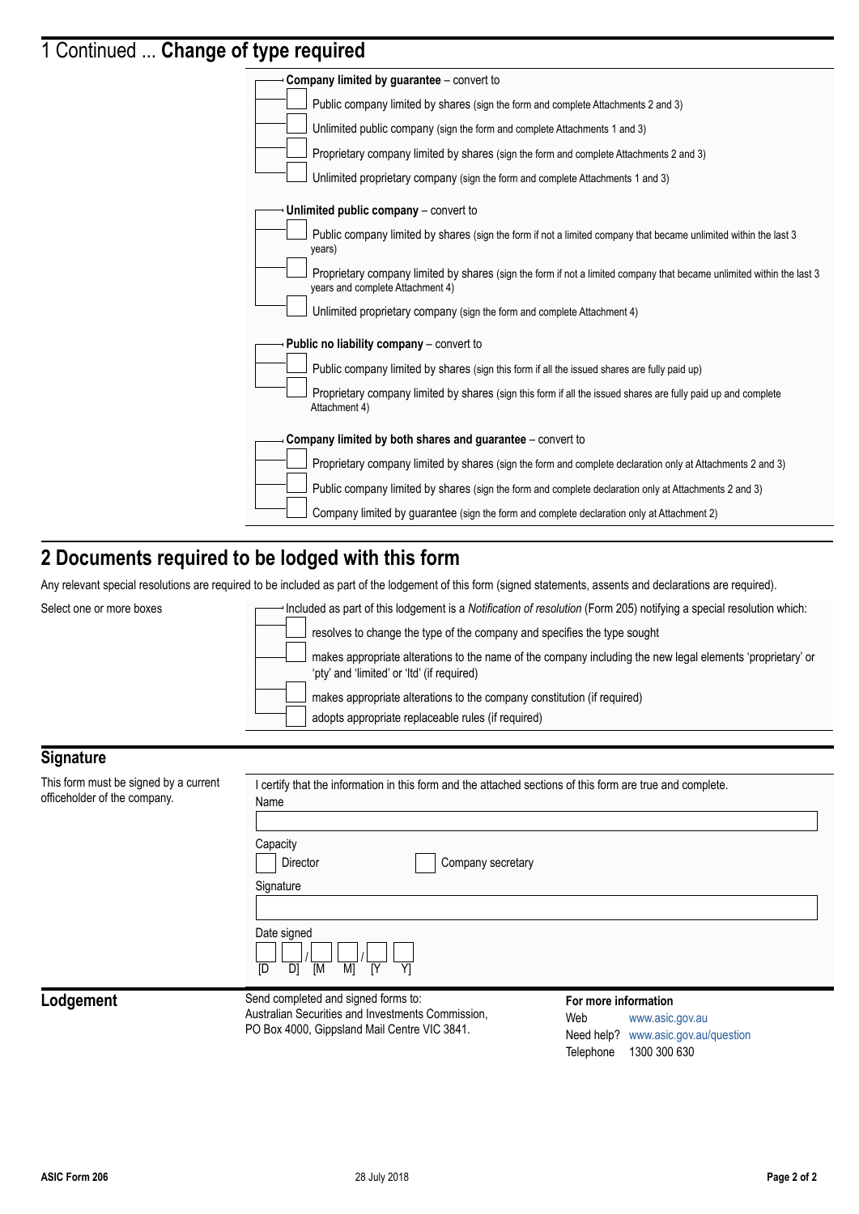# 1 Continued ... **Change of type required**

**Company limited by guarantee** – convert to

- [ ] Public company limited by shares (sign the form and complete Attachments 2 and 3)
- [ ] Unlimited public company (sign the form and complete Attachments 1 and 3)
- [ ] Proprietary company limited by shares (sign the form and complete Attachments 2 and 3)
- [ ] Unlimited proprietary company (sign the form and complete Attachments 1 and 3)

**Unlimited public company** – convert to

- [ ] Public company limited by shares (sign the form if not a limited company that became unlimited within the last 3 years)
- [ ] Proprietary company limited by shares (sign the form if not a limited company that became unlimited within the last 3 years and complete Attachment 4)
- [ ] Unlimited proprietary company (sign the form and complete Attachment 4)

**Public no liability company** – convert to

- [ ] Public company limited by shares (sign this form if all the issued shares are fully paid up)
- [ ] Proprietary company limited by shares (sign this form if all the issued shares are fully paid up and complete Attachment 4)

**Company limited by both shares and guarantee** – convert to

- [ ] Proprietary company limited by shares (sign the form and complete declaration only at Attachments 2 and 3)
- [ ] Public company limited by shares (sign the form and complete declaration only at Attachments 2 and 3)
- [ ] Company limited by guarantee (sign the form and complete declaration only at Attachment 2)

# 2 Documents required to be lodged with this form

Any relevant special resolutions are required to be included as part of the lodgement of this form (signed statements, assents and declarations are required).

Select one or more boxes

Included as part of this lodgement is a *Notification of resolution* (Form 205) notifying a special resolution which:

- [ ] resolves to change the type of the company and specifies the type sought
- [ ] makes appropriate alterations to the name of the company including the new legal elements 'proprietary' or 'pty' and 'limited' or 'ltd' (if required)
- [ ] makes appropriate alterations to the company constitution (if required)
- [ ] adopts appropriate replaceable rules (if required)

## Signature

This form must be signed by a current officeholder of the company.

I certify that the information in this form and the attached sections of this form are true and complete.

Name

Capacity

- [ ] Director
- [ ] Company secretary

Signature

Date signed

[D D] / [M M] / [Y Y]

## Lodgement

Send completed and signed forms to:
Australian Securities and Investments Commission,
PO Box 4000, Gippsland Mail Centre VIC 3841.

**For more information**

Web www.asic.gov.au
Need help? www.asic.gov.au/question
Telephone 1300 300 630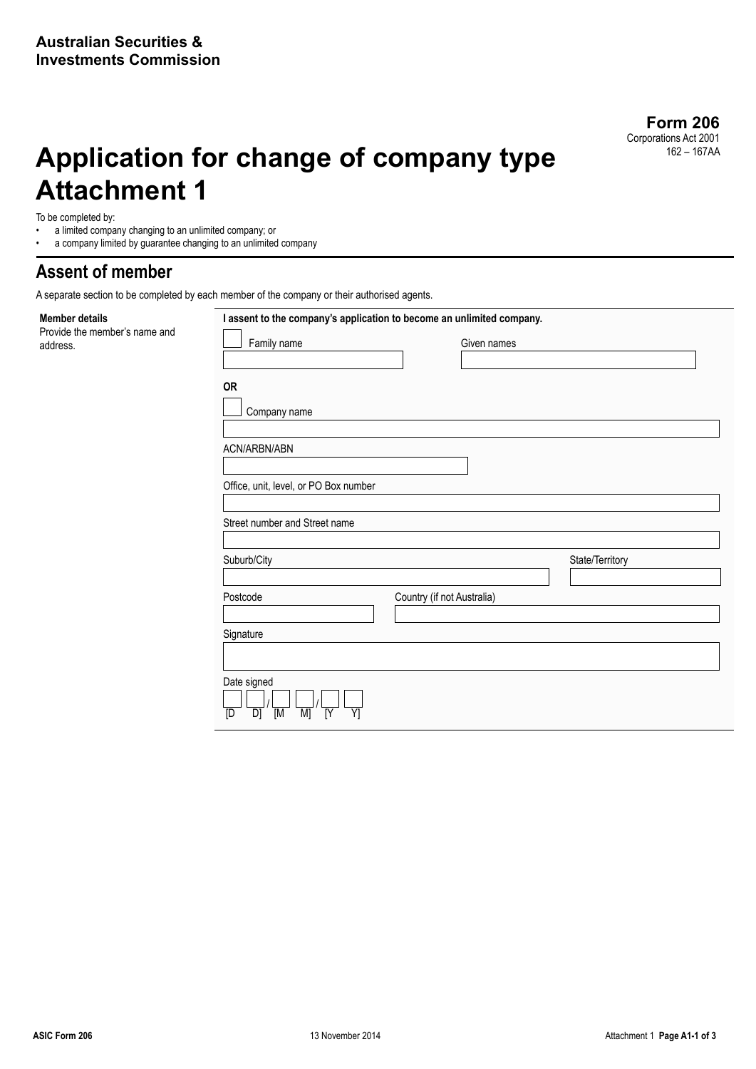**Australian Securities & Investments Commission**

**Form 206**
Corporations Act 2001
162 – 167AA

# Application for change of company type Attachment 1

To be completed by:
- a limited company changing to an unlimited company; or
- a company limited by guarantee changing to an unlimited company

## Assent of member

A separate section to be completed by each member of the company or their authorised agents.

**Member details**
Provide the member's name and address.

**I assent to the company's application to become an unlimited company.**

☐ Family name _______________ Given names _______________

**OR**

☐ Company name _______________

ACN/ARBN/ABN _______________

Office, unit, level, or PO Box number _______________

Street number and Street name _______________

Suburb/City _______________ State/Territory _______________

Postcode _______________ Country (if not Australia) _______________

Signature _______________

Date signed

[D D] / [M M] / [Y Y]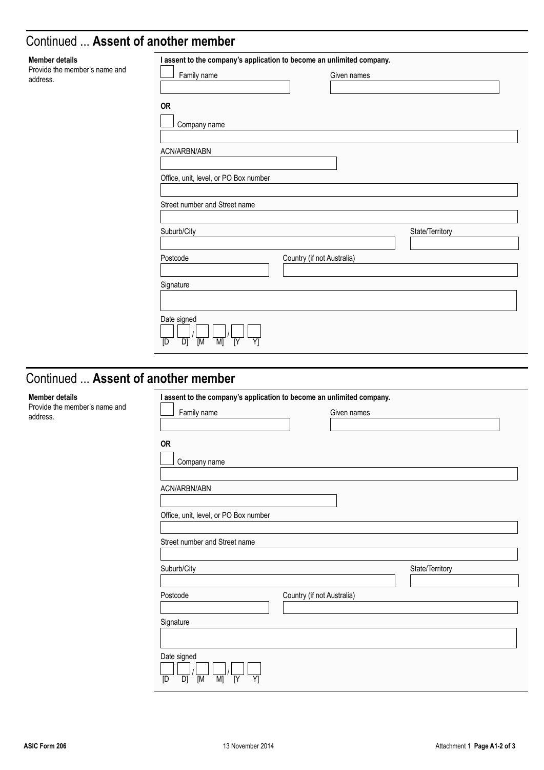## Continued ... **Assent of another member**

**Member details**
Provide the member's name and address.

**I assent to the company's application to become an unlimited company.**

☐ Family name

Given names

**OR**

☐ Company name

ACN/ARBN/ABN

Office, unit, level, or PO Box number

Street number and Street name

Suburb/City

State/Territory

Postcode

Country (if not Australia)

Signature

Date signed

[D D] / [M M] / [Y Y]

## Continued ... **Assent of another member**

**Member details**
Provide the member's name and address.

**I assent to the company's application to become an unlimited company.**

☐ Family name

Given names

**OR**

☐ Company name

ACN/ARBN/ABN

Office, unit, level, or PO Box number

Street number and Street name

Suburb/City

State/Territory

Postcode

Country (if not Australia)

Signature

Date signed

[D D] / [M M] / [Y Y]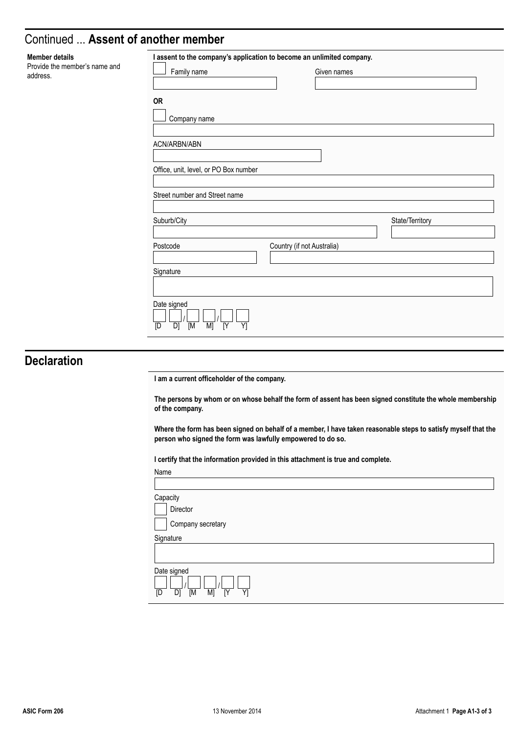# Continued ... **Assent of another member**

**Member details**
Provide the member's name and address.

**I assent to the company's application to become an unlimited company.**

☐ Family name

Given names

**OR**

☐ Company name

ACN/ARBN/ABN

Office, unit, level, or PO Box number

Street number and Street name

Suburb/City

State/Territory

Postcode

Country (if not Australia)

Signature

Date signed

[D D] / [M M] / [Y Y]

# Declaration

**I am a current officeholder of the company.**

**The persons by whom or on whose behalf the form of assent has been signed constitute the whole membership of the company.**

**Where the form has been signed on behalf of a member, I have taken reasonable steps to satisfy myself that the person who signed the form was lawfully empowered to do so.**

**I certify that the information provided in this attachment is true and complete.**

Name

Capacity

☐ Director

☐ Company secretary

Signature

Date signed

[D D] / [M M] / [Y Y]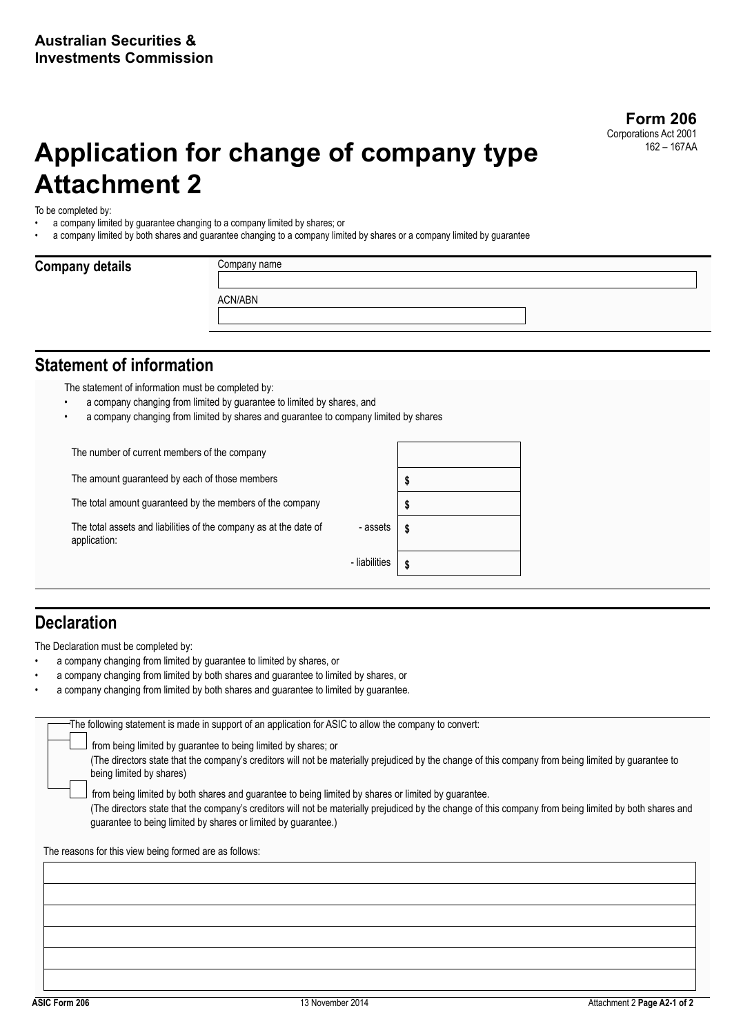**Australian Securities & Investments Commission**

**Form 206**
Corporations Act 2001
162 – 167AA

# Application for change of company type Attachment 2

To be completed by:

- a company limited by guarantee changing to a company limited by shares; or
- a company limited by both shares and guarantee changing to a company limited by shares or a company limited by guarantee

## Company details

Company name

ACN/ABN

## Statement of information

The statement of information must be completed by:

- a company changing from limited by guarantee to limited by shares, and
- a company changing from limited by shares and guarantee to company limited by shares

| | | |
|---|---|---|
| The number of current members of the company | | |
| The amount guaranteed by each of those members | | $ |
| The total amount guaranteed by the members of the company | | $ |
| The total assets and liabilities of the company as at the date of application: | - assets | $ |
| | - liabilities | $ |

## Declaration

The Declaration must be completed by:

- a company changing from limited by guarantee to limited by shares, or
- a company changing from limited by both shares and guarantee to limited by shares, or
- a company changing from limited by both shares and guarantee to limited by guarantee.

The following statement is made in support of an application for ASIC to allow the company to convert:

☐ from being limited by guarantee to being limited by shares; or
(The directors state that the company's creditors will not be materially prejudiced by the change of this company from being limited by guarantee to being limited by shares)

☐ from being limited by both shares and guarantee to being limited by shares or limited by guarantee.
(The directors state that the company's creditors will not be materially prejudiced by the change of this company from being limited by both shares and guarantee to being limited by shares or limited by guarantee.)

The reasons for this view being formed are as follows: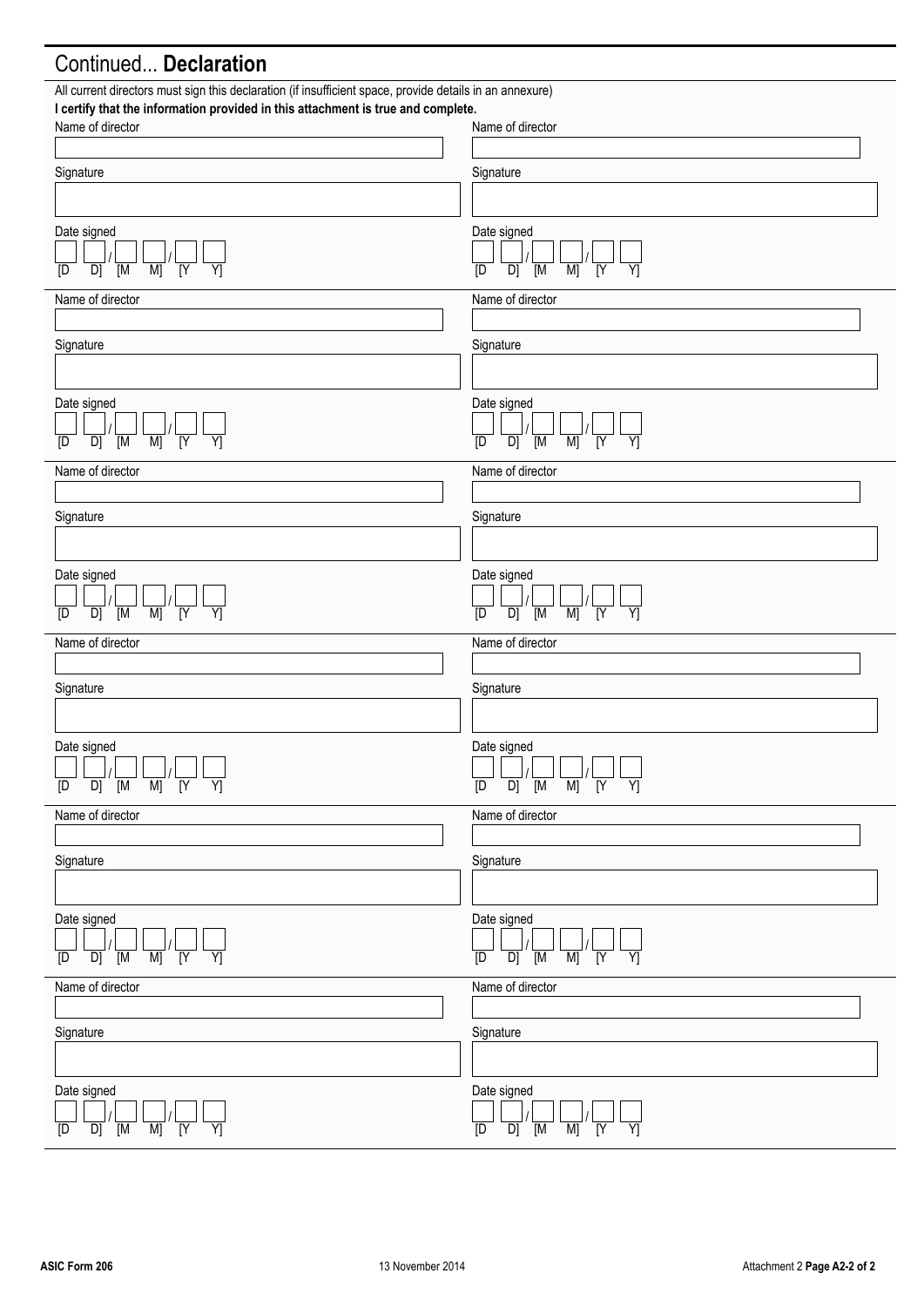## Continued... **Declaration**

All current directors must sign this declaration (if insufficient space, provide details in an annexure)

**I certify that the information provided in this attachment is true and complete.**

| Name of director | Name of director |
|---|---|
| | |
| Signature | Signature |
| | |
| Date signed | Date signed |
| [D D] / [M M] / [Y Y] | [D D] / [M M] / [Y Y] |
| Name of director | Name of director |
| | |
| Signature | Signature |
| | |
| Date signed | Date signed |
| [D D] / [M M] / [Y Y] | [D D] / [M M] / [Y Y] |
| Name of director | Name of director |
| | |
| Signature | Signature |
| | |
| Date signed | Date signed |
| [D D] / [M M] / [Y Y] | [D D] / [M M] / [Y Y] |
| Name of director | Name of director |
| | |
| Signature | Signature |
| | |
| Date signed | Date signed |
| [D D] / [M M] / [Y Y] | [D D] / [M M] / [Y Y] |
| Name of director | Name of director |
| | |
| Signature | Signature |
| | |
| Date signed | Date signed |
| [D D] / [M M] / [Y Y] | [D D] / [M M] / [Y Y] |
| Name of director | Name of director |
| | |
| Signature | Signature |
| | |
| Date signed | Date signed |
| [D D] / [M M] / [Y Y] | [D D] / [M M] / [Y Y] |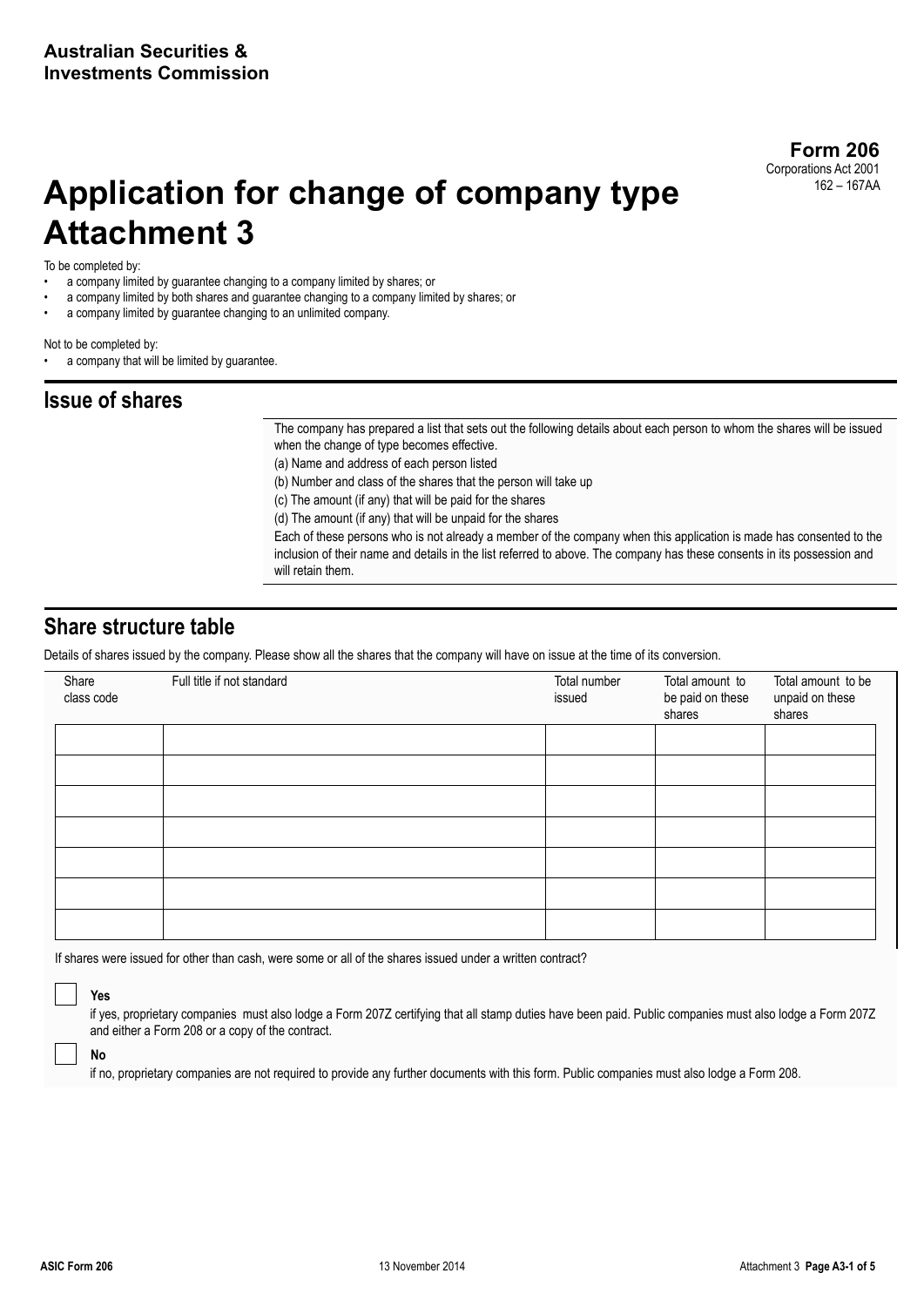**Australian Securities & Investments Commission**

**Form 206**
Corporations Act 2001
162 – 167AA

# Application for change of company type Attachment 3

To be completed by:

- a company limited by guarantee changing to a company limited by shares; or
- a company limited by both shares and guarantee changing to a company limited by shares; or
- a company limited by guarantee changing to an unlimited company.

Not to be completed by:

- a company that will be limited by guarantee.

## Issue of shares

The company has prepared a list that sets out the following details about each person to whom the shares will be issued when the change of type becomes effective.

(a) Name and address of each person listed

(b) Number and class of the shares that the person will take up

(c) The amount (if any) that will be paid for the shares

(d) The amount (if any) that will be unpaid for the shares

Each of these persons who is not already a member of the company when this application is made has consented to the inclusion of their name and details in the list referred to above. The company has these consents in its possession and will retain them.

## Share structure table

Details of shares issued by the company. Please show all the shares that the company will have on issue at the time of its conversion.

| Share class code | Full title if not standard | Total number issued | Total amount to be paid on these shares | Total amount to be unpaid on these shares |
|---|---|---|---|---|
| | | | | |
| | | | | |
| | | | | |
| | | | | |
| | | | | |
| | | | | |
| | | | | |

If shares were issued for other than cash, were some or all of the shares issued under a written contract?

☐ **Yes**
if yes, proprietary companies must also lodge a Form 207Z certifying that all stamp duties have been paid. Public companies must also lodge a Form 207Z and either a Form 208 or a copy of the contract.

☐ **No**
if no, proprietary companies are not required to provide any further documents with this form. Public companies must also lodge a Form 208.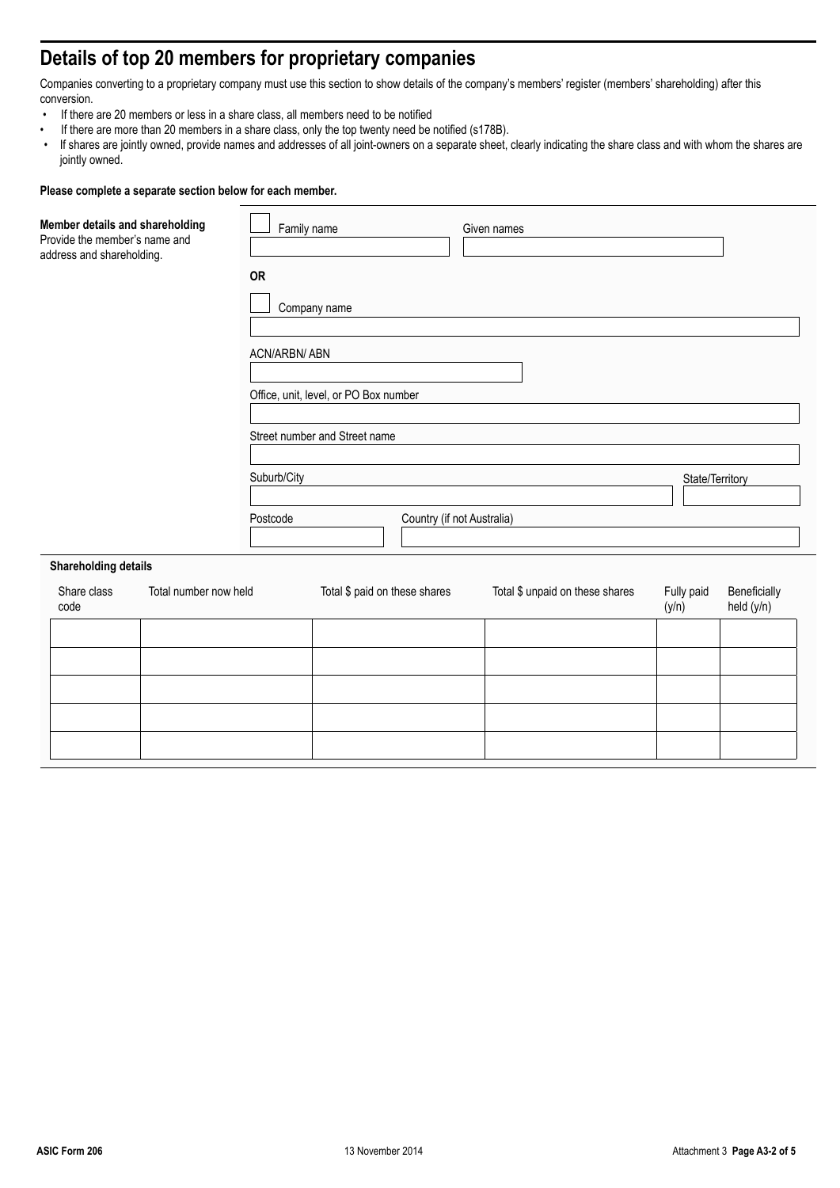# Details of top 20 members for proprietary companies

Companies converting to a proprietary company must use this section to show details of the company's members' register (members' shareholding) after this conversion.

- If there are 20 members or less in a share class, all members need to be notified
- If there are more than 20 members in a share class, only the top twenty need be notified (s178B).
- If shares are jointly owned, provide names and addresses of all joint-owners on a separate sheet, clearly indicating the share class and with whom the shares are jointly owned.

**Please complete a separate section below for each member.**

**Member details and shareholding**
Provide the member's name and address and shareholding.

☐ Family name &nbsp;&nbsp;&nbsp; Given names

**OR**

☐ Company name

ACN/ARBN/ ABN

Office, unit, level, or PO Box number

Street number and Street name

Suburb/City &nbsp;&nbsp;&nbsp; State/Territory

Postcode &nbsp;&nbsp;&nbsp; Country (if not Australia)

**Shareholding details**

| Share class code | Total number now held | Total $ paid on these shares | Total $ unpaid on these shares | Fully paid (y/n) | Beneficially held (y/n) |
|---|---|---|---|---|---|
| | | | | | |
| | | | | | |
| | | | | | |
| | | | | | |
| | | | | | |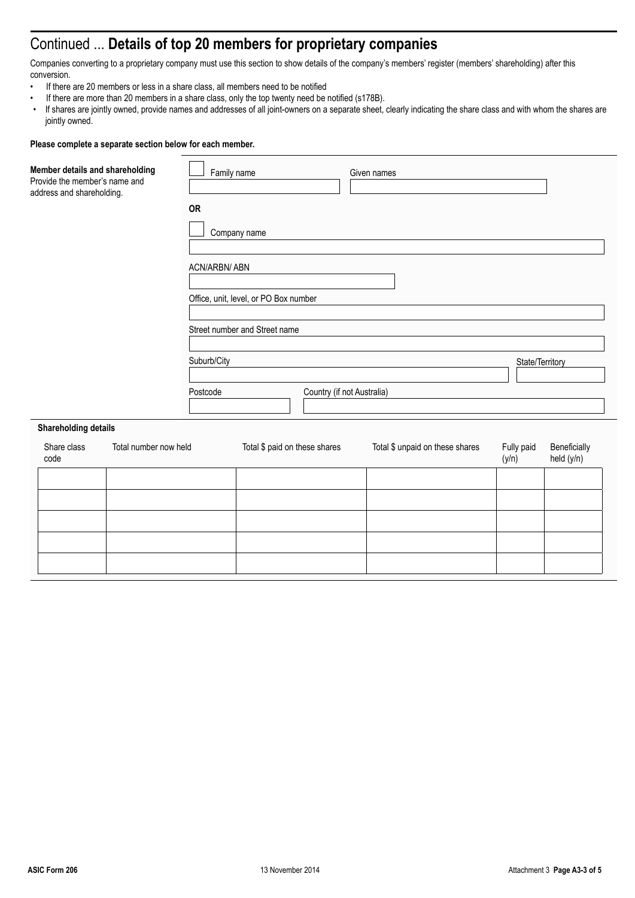# Continued ... **Details of top 20 members for proprietary companies**

Companies converting to a proprietary company must use this section to show details of the company's members' register (members' shareholding) after this conversion.

- If there are 20 members or less in a share class, all members need to be notified
- If there are more than 20 members in a share class, only the top twenty need be notified (s178B).
- If shares are jointly owned, provide names and addresses of all joint-owners on a separate sheet, clearly indicating the share class and with whom the shares are jointly owned.

**Please complete a separate section below for each member.**

**Member details and shareholding**
Provide the member's name and address and shareholding.

☐ Family name ____________ Given names ____________

**OR**

☐ Company name ____________

ACN/ARBN/ ABN ____________

Office, unit, level, or PO Box number ____________

Street number and Street name ____________

Suburb/City ____________ State/Territory ____________

Postcode ____________ Country (if not Australia) ____________

**Shareholding details**

| Share class code | Total number now held | Total $ paid on these shares | Total $ unpaid on these shares | Fully paid (y/n) | Beneficially held (y/n) |
|---|---|---|---|---|---|
| | | | | | |
| | | | | | |
| | | | | | |
| | | | | | |
| | | | | | |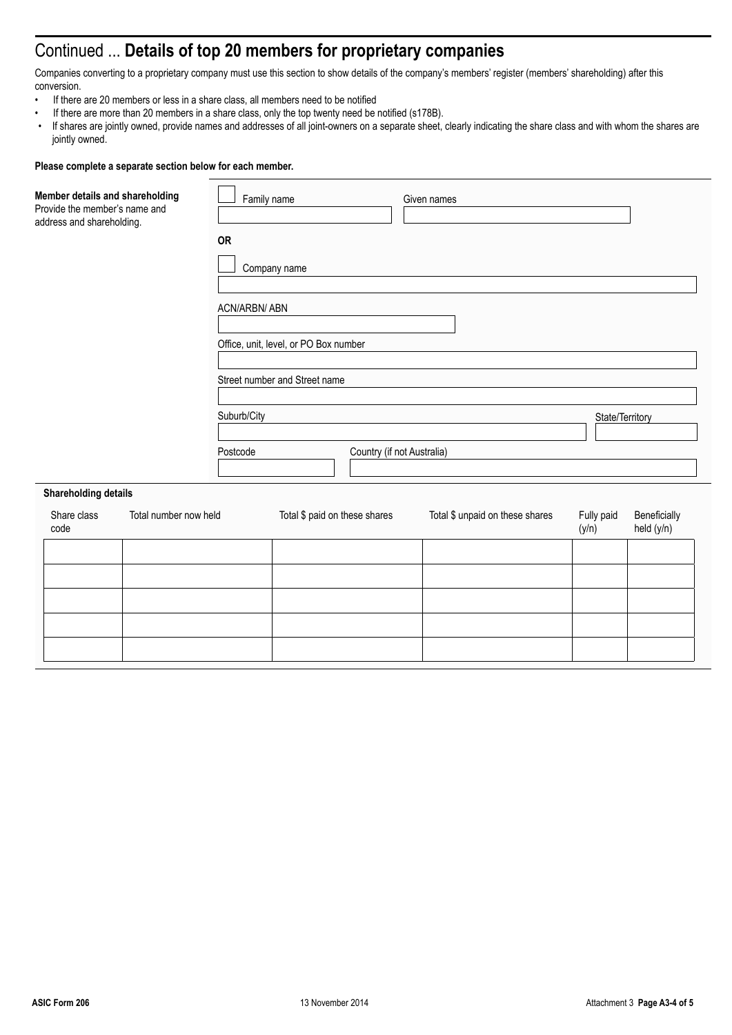# Continued ... **Details of top 20 members for proprietary companies**

Companies converting to a proprietary company must use this section to show details of the company's members' register (members' shareholding) after this conversion.

- If there are 20 members or less in a share class, all members need to be notified
- If there are more than 20 members in a share class, only the top twenty need be notified (s178B).
- If shares are jointly owned, provide names and addresses of all joint-owners on a separate sheet, clearly indicating the share class and with whom the shares are jointly owned.

**Please complete a separate section below for each member.**

**Member details and shareholding**
Provide the member's name and address and shareholding.

☐ Family name | Given names

**OR**

☐ Company name

ACN/ARBN/ ABN

Office, unit, level, or PO Box number

Street number and Street name

Suburb/City | State/Territory

Postcode | Country (if not Australia)

**Shareholding details**

| Share class code | Total number now held | Total $ paid on these shares | Total $ unpaid on these shares | Fully paid (y/n) | Beneficially held (y/n) |
|---|---|---|---|---|---|
| | | | | | |
| | | | | | |
| | | | | | |
| | | | | | |
| | | | | | |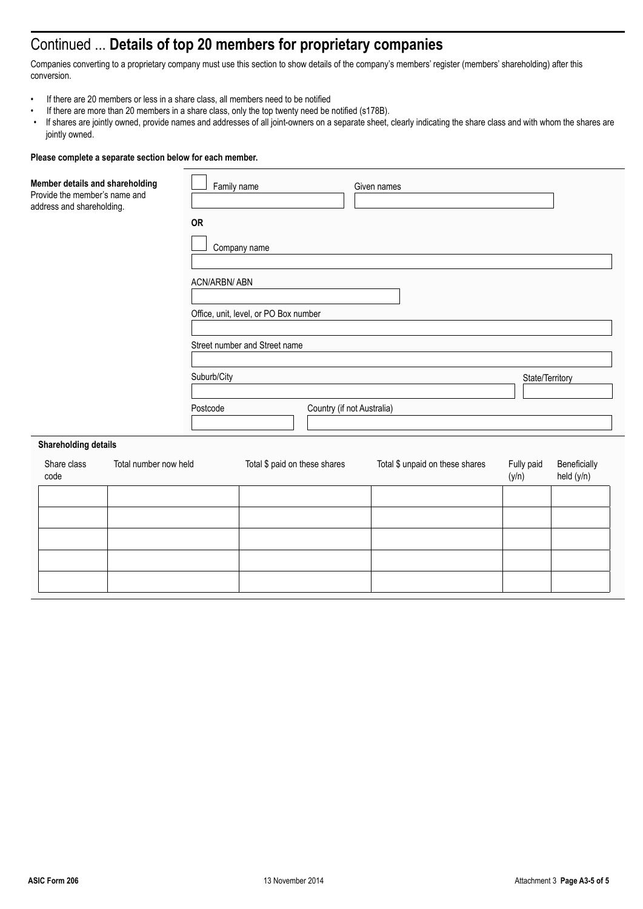# Continued ... **Details of top 20 members for proprietary companies**

Companies converting to a proprietary company must use this section to show details of the company's members' register (members' shareholding) after this conversion.

- If there are 20 members or less in a share class, all members need to be notified
- If there are more than 20 members in a share class, only the top twenty need be notified (s178B).
- If shares are jointly owned, provide names and addresses of all joint-owners on a separate sheet, clearly indicating the share class and with whom the shares are jointly owned.

**Please complete a separate section below for each member.**

**Member details and shareholding**
Provide the member's name and address and shareholding.

☐ Family name　　Given names

**OR**

☐ Company name

ACN/ARBN/ ABN

Office, unit, level, or PO Box number

Street number and Street name

Suburb/City　　State/Territory

Postcode　　Country (if not Australia)

**Shareholding details**

| Share class code | Total number now held | Total $ paid on these shares | Total $ unpaid on these shares | Fully paid (y/n) | Beneficially held (y/n) |
|---|---|---|---|---|---|
| | | | | | |
| | | | | | |
| | | | | | |
| | | | | | |
| | | | | | |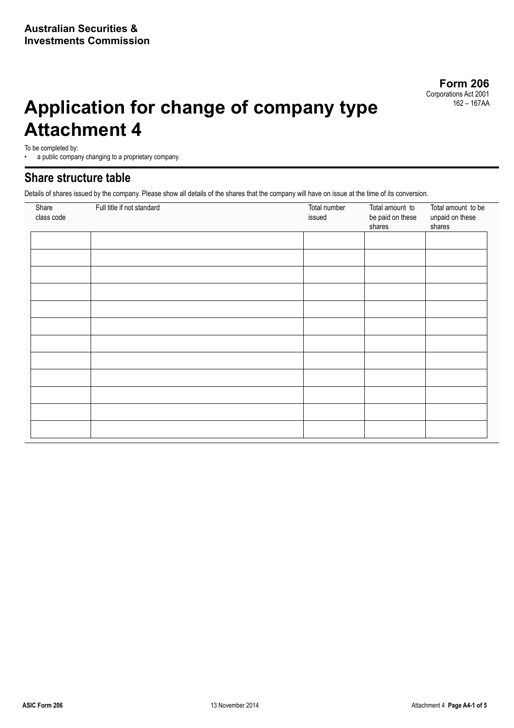**Australian Securities & Investments Commission**

**Form 206**
Corporations Act 2001
162 – 167AA

# Application for change of company type Attachment 4

To be completed by:
- a public company changing to a proprietary company.

## Share structure table

Details of shares issued by the company. Please show all details of the shares that the company will have on issue at the time of its conversion.

| Share class code | Full title if not standard | Total number issued | Total amount to be paid on these shares | Total amount to be unpaid on these shares |
|---|---|---|---|---|
| | | | | |
| | | | | |
| | | | | |
| | | | | |
| | | | | |
| | | | | |
| | | | | |
| | | | | |
| | | | | |
| | | | | |
| | | | | |
| | | | | |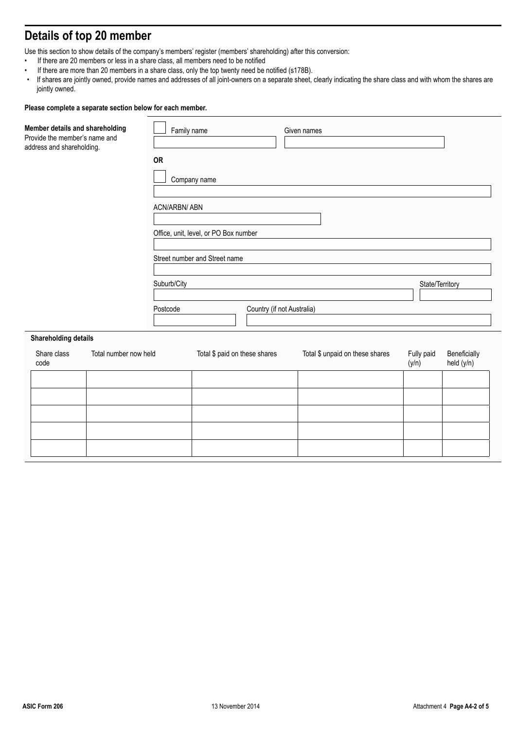## Details of top 20 member

Use this section to show details of the company's members' register (members' shareholding) after this conversion:

- If there are 20 members or less in a share class, all members need to be notified
- If there are more than 20 members in a share class, only the top twenty need be notified (s178B).
- If shares are jointly owned, provide names and addresses of all joint-owners on a separate sheet, clearly indicating the share class and with whom the shares are jointly owned.

**Please complete a separate section below for each member.**

**Member details and shareholding**
Provide the member's name and address and shareholding.

☐ Family name ______ Given names ______

**OR**

☐ Company name ______

ACN/ARBN/ ABN ______

Office, unit, level, or PO Box number ______

Street number and Street name ______

Suburb/City ______ State/Territory ______

Postcode ______ Country (if not Australia) ______

**Shareholding details**

| Share class code | Total number now held | Total $ paid on these shares | Total $ unpaid on these shares | Fully paid (y/n) | Beneficially held (y/n) |
|---|---|---|---|---|---|
| | | | | | |
| | | | | | |
| | | | | | |
| | | | | | |
| | | | | | |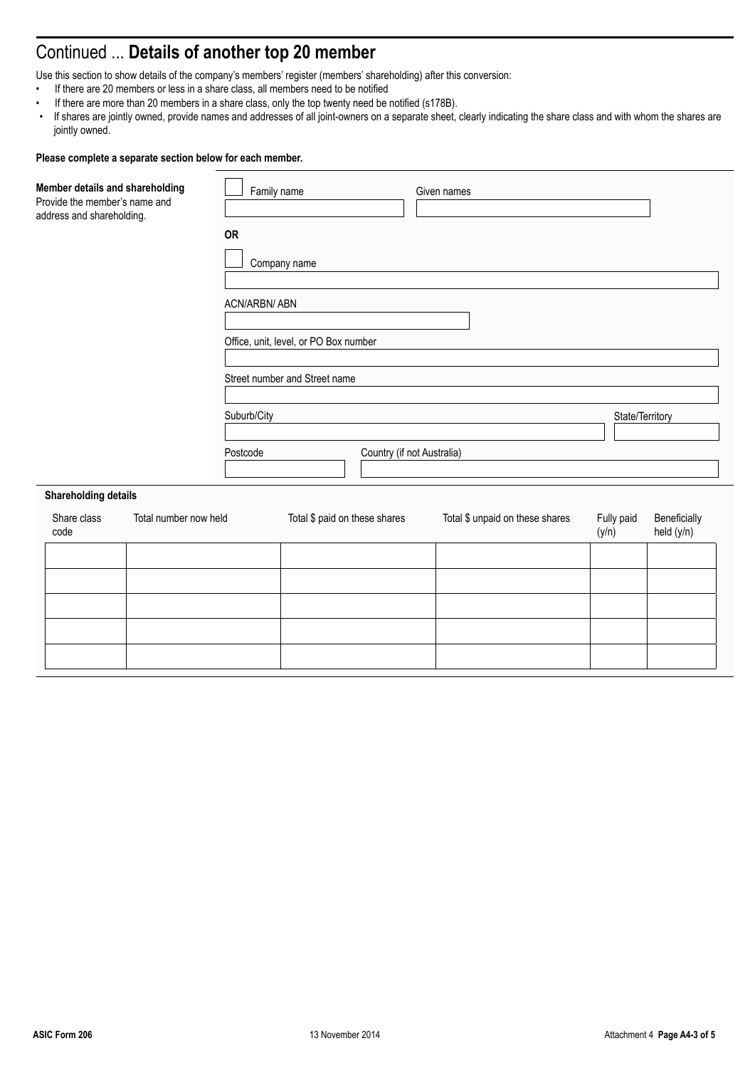# Continued ... **Details of another top 20 member**

Use this section to show details of the company's members' register (members' shareholding) after this conversion:

- If there are 20 members or less in a share class, all members need to be notified
- If there are more than 20 members in a share class, only the top twenty need be notified (s178B).
- If shares are jointly owned, provide names and addresses of all joint-owners on a separate sheet, clearly indicating the share class and with whom the shares are jointly owned.

**Please complete a separate section below for each member.**

**Member details and shareholding**
Provide the member's name and address and shareholding.

☐ Family name

Given names

**OR**

☐ Company name

ACN/ARBN/ ABN

Office, unit, level, or PO Box number

Street number and Street name

Suburb/City

State/Territory

Postcode

Country (if not Australia)

**Shareholding details**

| Share class code | Total number now held | Total $ paid on these shares | Total $ unpaid on these shares | Fully paid (y/n) | Beneficially held (y/n) |
|---|---|---|---|---|---|
| | | | | | |
| | | | | | |
| | | | | | |
| | | | | | |
| | | | | | |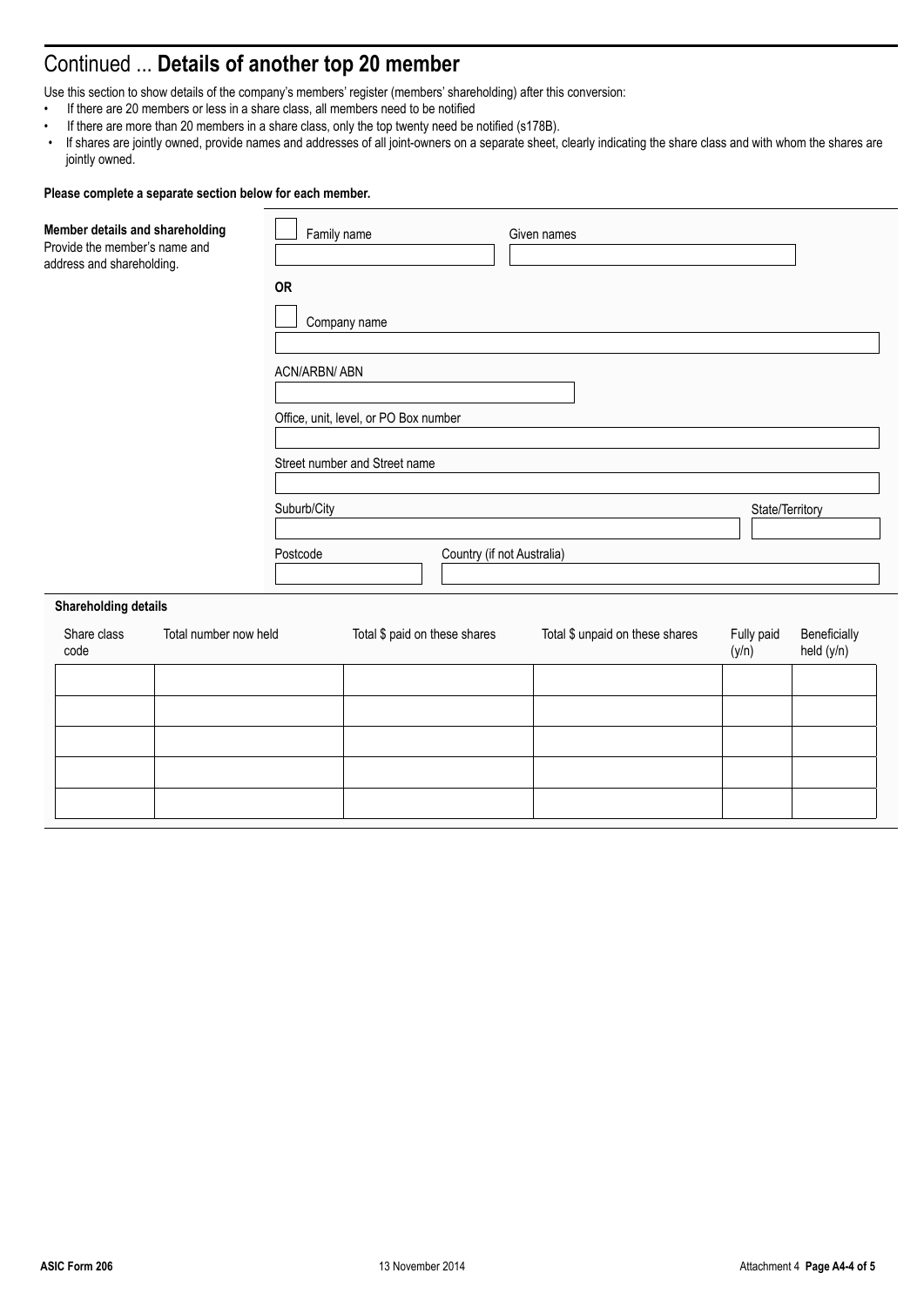# Continued ... **Details of another top 20 member**

Use this section to show details of the company's members' register (members' shareholding) after this conversion:

- If there are 20 members or less in a share class, all members need to be notified
- If there are more than 20 members in a share class, only the top twenty need be notified (s178B).
- If shares are jointly owned, provide names and addresses of all joint-owners on a separate sheet, clearly indicating the share class and with whom the shares are jointly owned.

**Please complete a separate section below for each member.**

**Member details and shareholding**
Provide the member's name and address and shareholding.

☐ Family name ______________ Given names ______________

**OR**

☐ Company name ______________

ACN/ARBN/ ABN ______________

Office, unit, level, or PO Box number ______________

Street number and Street name ______________

Suburb/City ______________ State/Territory ______________

Postcode ______________ Country (if not Australia) ______________

**Shareholding details**

| Share class code | Total number now held | Total $ paid on these shares | Total $ unpaid on these shares | Fully paid (y/n) | Beneficially held (y/n) |
|---|---|---|---|---|---|
| | | | | | |
| | | | | | |
| | | | | | |
| | | | | | |
| | | | | | |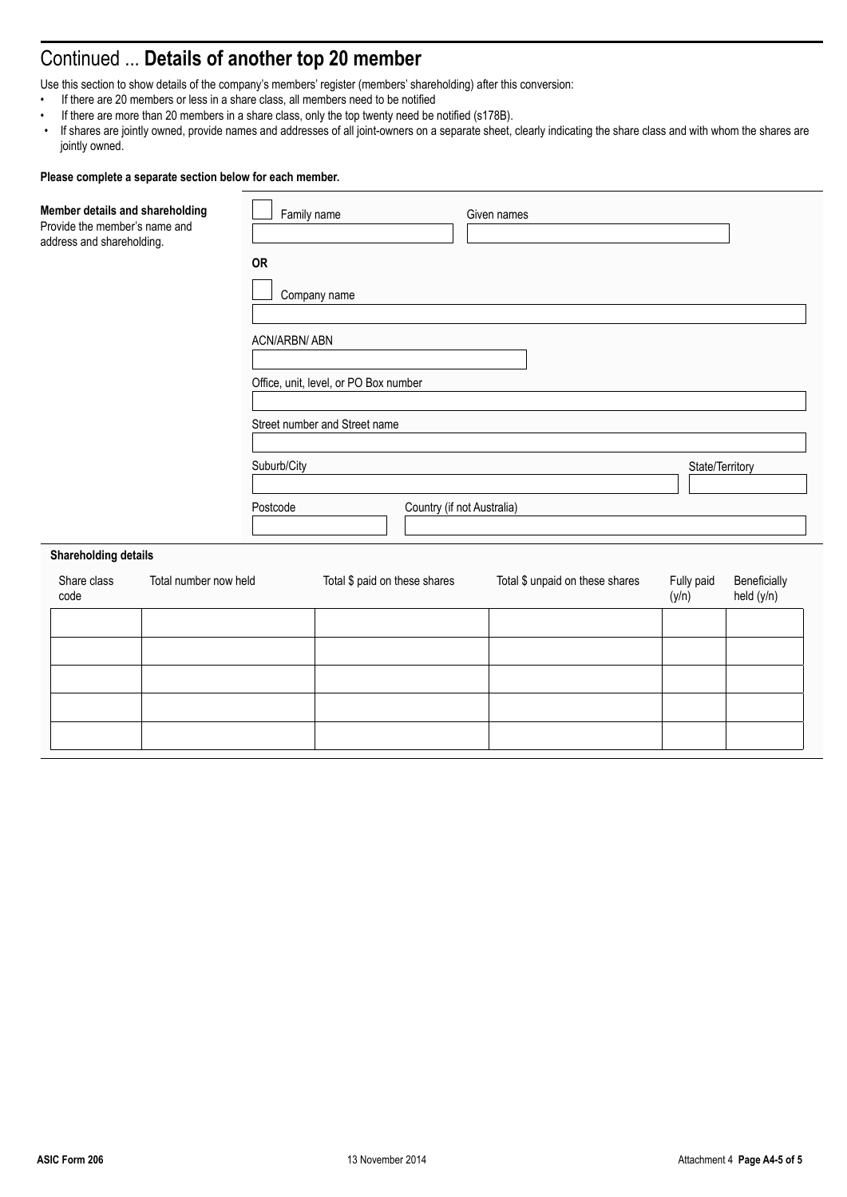## Continued ... **Details of another top 20 member**

Use this section to show details of the company's members' register (members' shareholding) after this conversion:

- If there are 20 members or less in a share class, all members need to be notified
- If there are more than 20 members in a share class, only the top twenty need be notified (s178B).
- If shares are jointly owned, provide names and addresses of all joint-owners on a separate sheet, clearly indicating the share class and with whom the shares are jointly owned.

**Please complete a separate section below for each member.**

**Member details and shareholding**
Provide the member's name and address and shareholding.

☐ Family name

Given names

**OR**

☐ Company name

ACN/ARBN/ ABN

Office, unit, level, or PO Box number

Street number and Street name

Suburb/City

State/Territory

Postcode

Country (if not Australia)

**Shareholding details**

| Share class code | Total number now held | Total $ paid on these shares | Total $ unpaid on these shares | Fully paid (y/n) | Beneficially held (y/n) |
|---|---|---|---|---|---|
| | | | | | |
| | | | | | |
| | | | | | |
| | | | | | |
| | | | | | |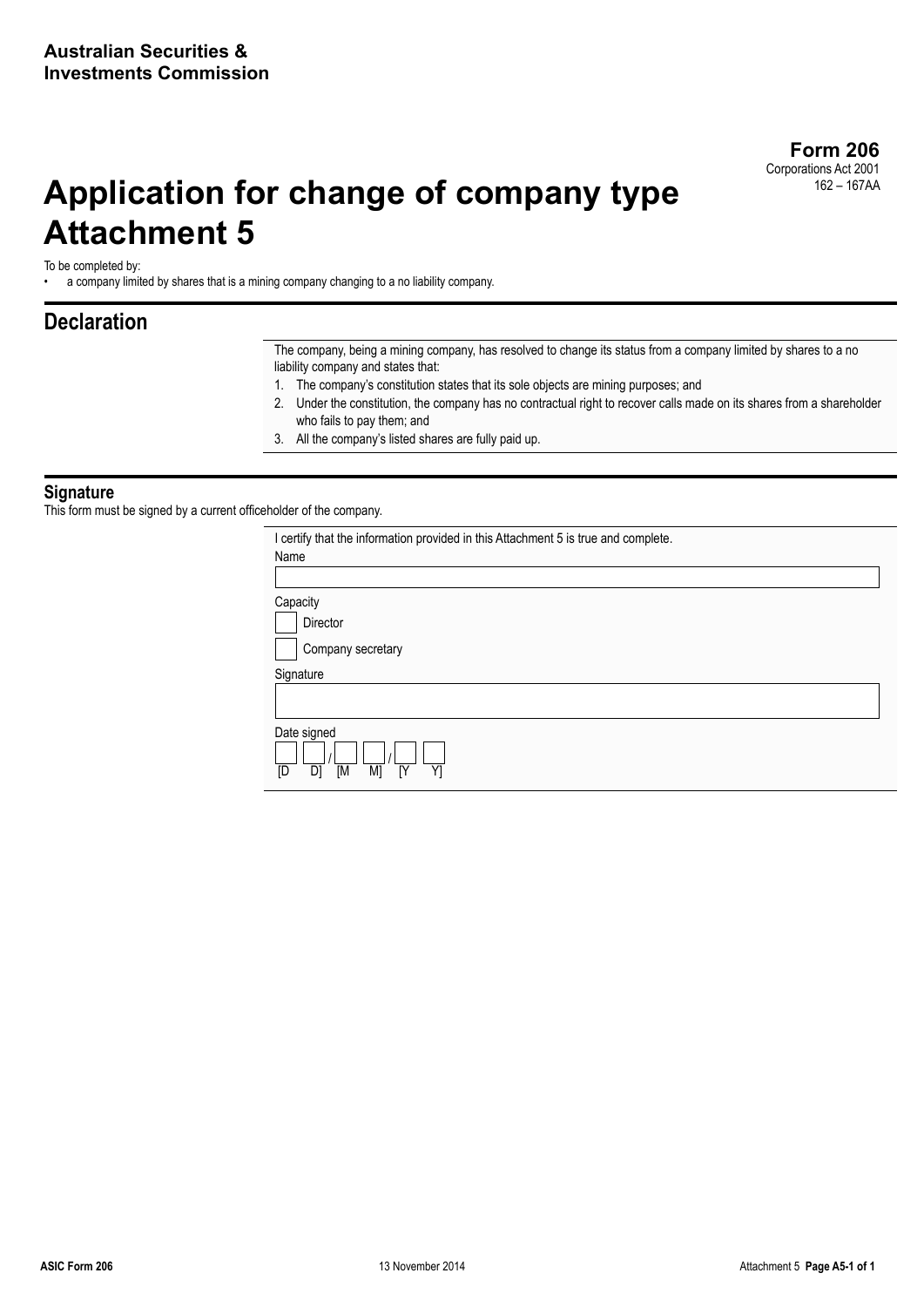**Australian Securities & Investments Commission**

**Form 206**
Corporations Act 2001
162 – 167AA

# Application for change of company type Attachment 5

To be completed by:

- a company limited by shares that is a mining company changing to a no liability company.

## Declaration

The company, being a mining company, has resolved to change its status from a company limited by shares to a no liability company and states that:

1. The company's constitution states that its sole objects are mining purposes; and
2. Under the constitution, the company has no contractual right to recover calls made on its shares from a shareholder who fails to pay them; and
3. All the company's listed shares are fully paid up.

### Signature

This form must be signed by a current officeholder of the company.

I certify that the information provided in this Attachment 5 is true and complete.

Name

Capacity

- [ ] Director
- [ ] Company secretary

Signature

Date signed

[D D] / [M M] / [Y Y]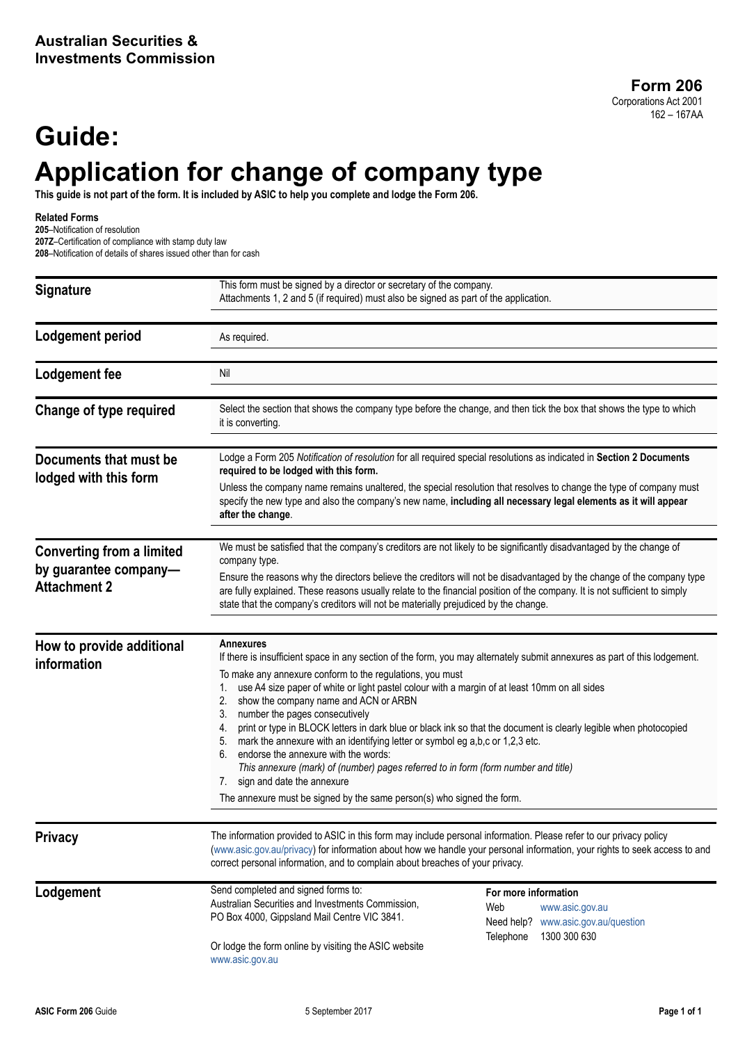Australian Securities & Investments Commission

**Form 206**
Corporations Act 2001
162 – 167AA

# Guide: Application for change of company type

**This guide is not part of the form. It is included by ASIC to help you complete and lodge the Form 206.**

**Related Forms**
**205**–Notification of resolution
**207Z**–Certification of compliance with stamp duty law
**208**–Notification of details of shares issued other than for cash

## Signature

This form must be signed by a director or secretary of the company.
Attachments 1, 2 and 5 (if required) must also be signed as part of the application.

## Lodgement period

As required.

## Lodgement fee

Nil

## Change of type required

Select the section that shows the company type before the change, and then tick the box that shows the type to which it is converting.

## Documents that must be lodged with this form

Lodge a Form 205 *Notification of resolution* for all required special resolutions as indicated in **Section 2 Documents required to be lodged with this form.**

Unless the company name remains unaltered, the special resolution that resolves to change the type of company must specify the new type and also the company's new name, **including all necessary legal elements as it will appear after the change**.

## Converting from a limited by guarantee company—Attachment 2

We must be satisfied that the company's creditors are not likely to be significantly disadvantaged by the change of company type.

Ensure the reasons why the directors believe the creditors will not be disadvantaged by the change of the company type are fully explained. These reasons usually relate to the financial position of the company. It is not sufficient to simply state that the company's creditors will not be materially prejudiced by the change.

## How to provide additional information

**Annexures**
If there is insufficient space in any section of the form, you may alternately submit annexures as part of this lodgement.

To make any annexure conform to the regulations, you must

1. use A4 size paper of white or light pastel colour with a margin of at least 10mm on all sides
2. show the company name and ACN or ARBN
3. number the pages consecutively
4. print or type in BLOCK letters in dark blue or black ink so that the document is clearly legible when photocopied
5. mark the annexure with an identifying letter or symbol eg a,b,c or 1,2,3 etc.
6. endorse the annexure with the words:
   *This annexure (mark) of (number) pages referred to in form (form number and title)*
7. sign and date the annexure

The annexure must be signed by the same person(s) who signed the form.

## Privacy

The information provided to ASIC in this form may include personal information. Please refer to our privacy policy (www.asic.gov.au/privacy) for information about how we handle your personal information, your rights to seek access to and correct personal information, and to complain about breaches of your privacy.

## Lodgement

Send completed and signed forms to:
Australian Securities and Investments Commission,
PO Box 4000, Gippsland Mail Centre VIC 3841.

Or lodge the form online by visiting the ASIC website www.asic.gov.au

**For more information**
Web www.asic.gov.au
Need help? www.asic.gov.au/question
Telephone 1300 300 630